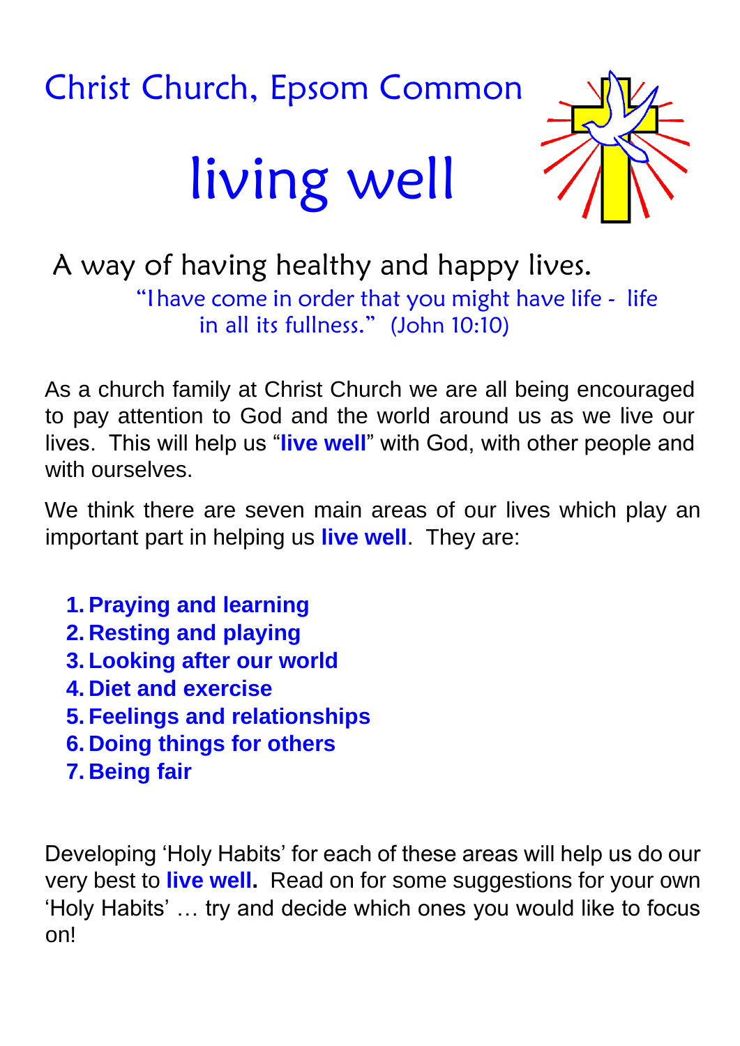Christ Church, Epsom Common

# living well

A way of having healthy and happy lives.

"I have come in order that you might have life - life in all its fullness." (John 10:10)

As a church family at Christ Church we are all being encouraged to pay attention to God and the world around us as we live our lives. This will help us "**live well**" with God, with other people and with ourselves.

We think there are seven main areas of our lives which play an important part in helping us **live well**. They are:

1. **Praying and learning**
2. **Resting and playing**
3. **Looking after our world**
4. **Diet and exercise**
5. **Feelings and relationships**
6. **Doing things for others**
7. **Being fair**

Developing 'Holy Habits' for each of these areas will help us do our very best to **live well.** Read on for some suggestions for your own 'Holy Habits' … try and decide which ones you would like to focus on!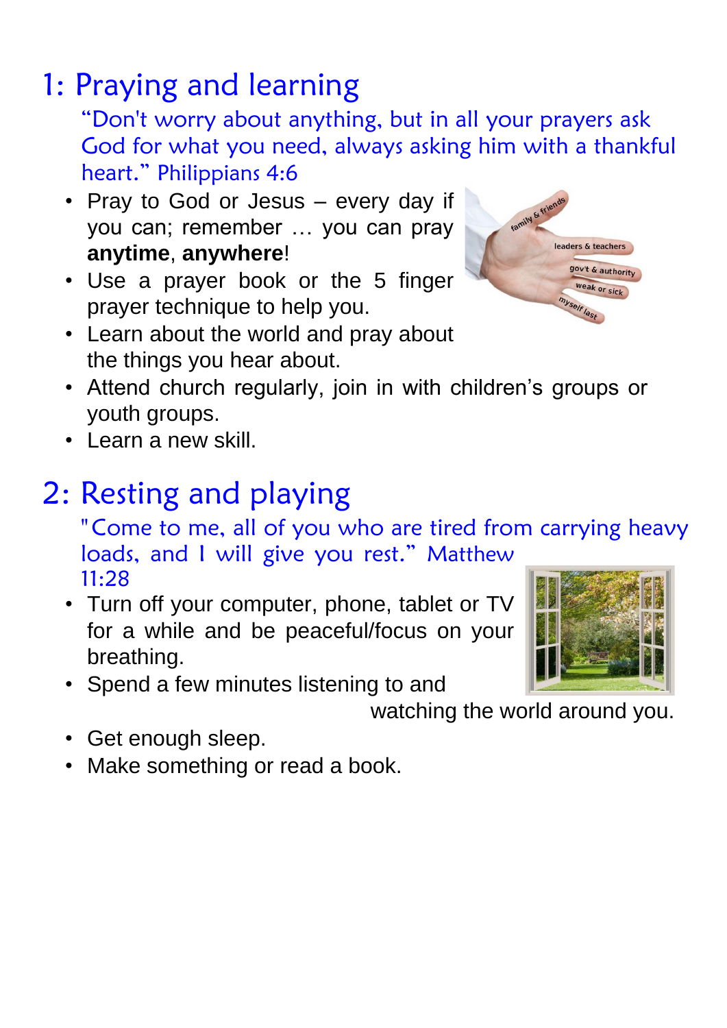# 1: Praying and learning

"Don't worry about anything, but in all your prayers ask God for what you need, always asking him with a thankful heart." Philippians 4:6

- Pray to God or Jesus – every day if you can; remember … you can pray **anytime**, **anywhere**!
- Use a prayer book or the 5 finger prayer technique to help you.
- Learn about the world and pray about the things you hear about.
- Attend church regularly, join in with children's groups or youth groups.
- Learn a new skill.

# 2: Resting and playing

"Come to me, all of you who are tired from carrying heavy loads, and I will give you rest." Matthew 11:28

- Turn off your computer, phone, tablet or TV for a while and be peaceful/focus on your breathing.
- Spend a few minutes listening to and watching the world around you.
- Get enough sleep.
- Make something or read a book.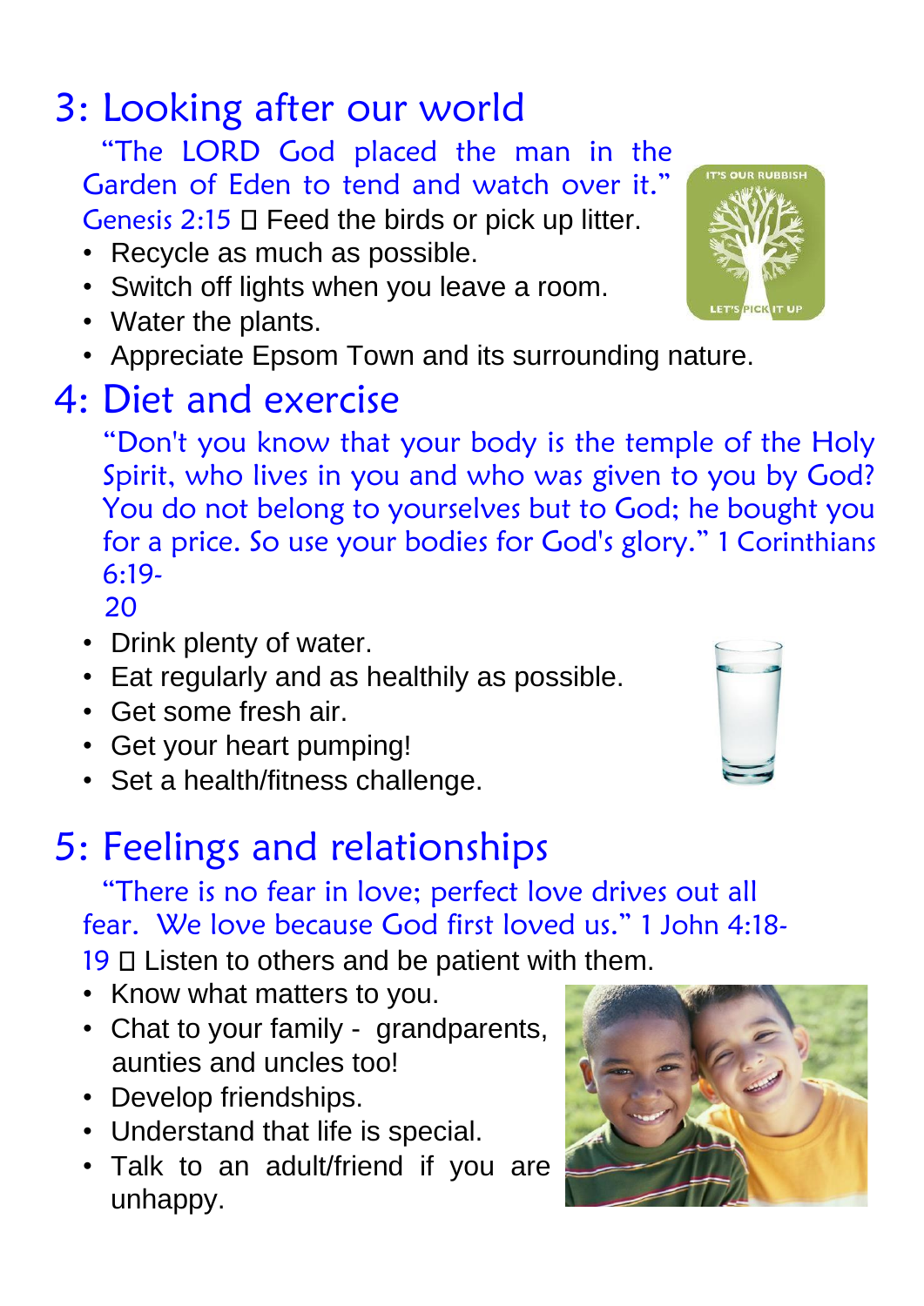# 3: Looking after our world

"The LORD God placed the man in the Garden of Eden to tend and watch over it." Genesis 2:15

- Feed the birds or pick up litter.
- Recycle as much as possible.
- Switch off lights when you leave a room.
- Water the plants.
- Appreciate Epsom Town and its surrounding nature.

# 4: Diet and exercise

"Don't you know that your body is the temple of the Holy Spirit, who lives in you and who was given to you by God? You do not belong to yourselves but to God; he bought you for a price. So use your bodies for God's glory." 1 Corinthians 6:19-20

- Drink plenty of water.
- Eat regularly and as healthily as possible.
- Get some fresh air.
- Get your heart pumping!
- Set a health/fitness challenge.

# 5: Feelings and relationships

"There is no fear in love; perfect love drives out all fear. We love because God first loved us." 1 John 4:18-19

- Listen to others and be patient with them.
- Know what matters to you.
- Chat to your family - grandparents, aunties and uncles too!
- Develop friendships.
- Understand that life is special.
- Talk to an adult/friend if you are unhappy.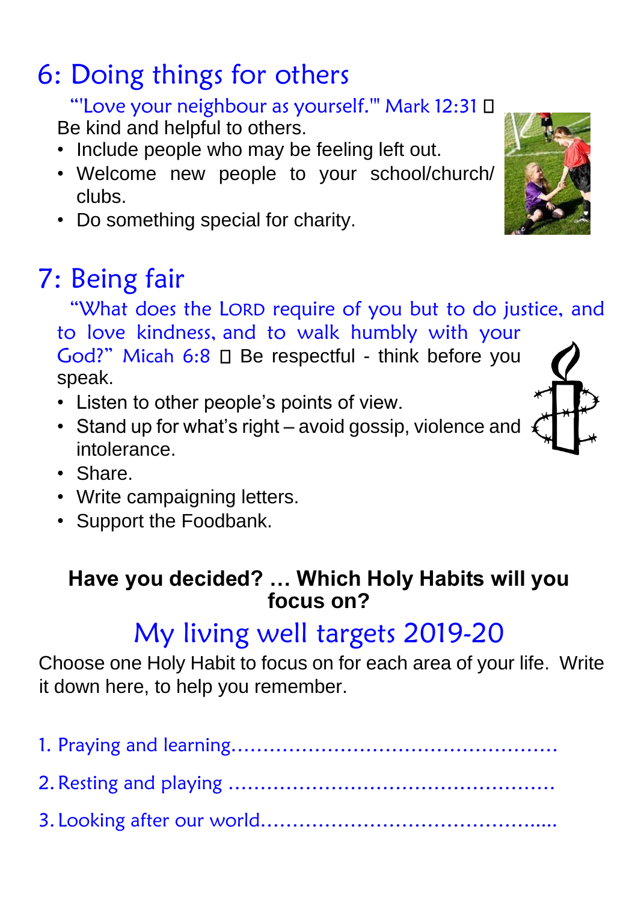## 6: Doing things for others

"'Love your neighbour as yourself.'" Mark 12:31 

Be kind and helpful to others.

- Include people who may be feeling left out.
- Welcome new people to your school/church/ clubs.
- Do something special for charity.

## 7: Being fair

"What does the LORD require of you but to do justice, and to love kindness, and to walk humbly with your God?" Micah 6:8  Be respectful - think before you speak.

- Listen to other people's points of view.
- Stand up for what's right – avoid gossip, violence and intolerance.
- Share.
- Write campaigning letters.
- Support the Foodbank.

**Have you decided? … Which Holy Habits will you focus on?**

# My living well targets 2019-20

Choose one Holy Habit to focus on for each area of your life. Write it down here, to help you remember.

1. Praying and learning…………………………………………….
2. Resting and playing …………………………………………….
3. Looking after our world……………………………………......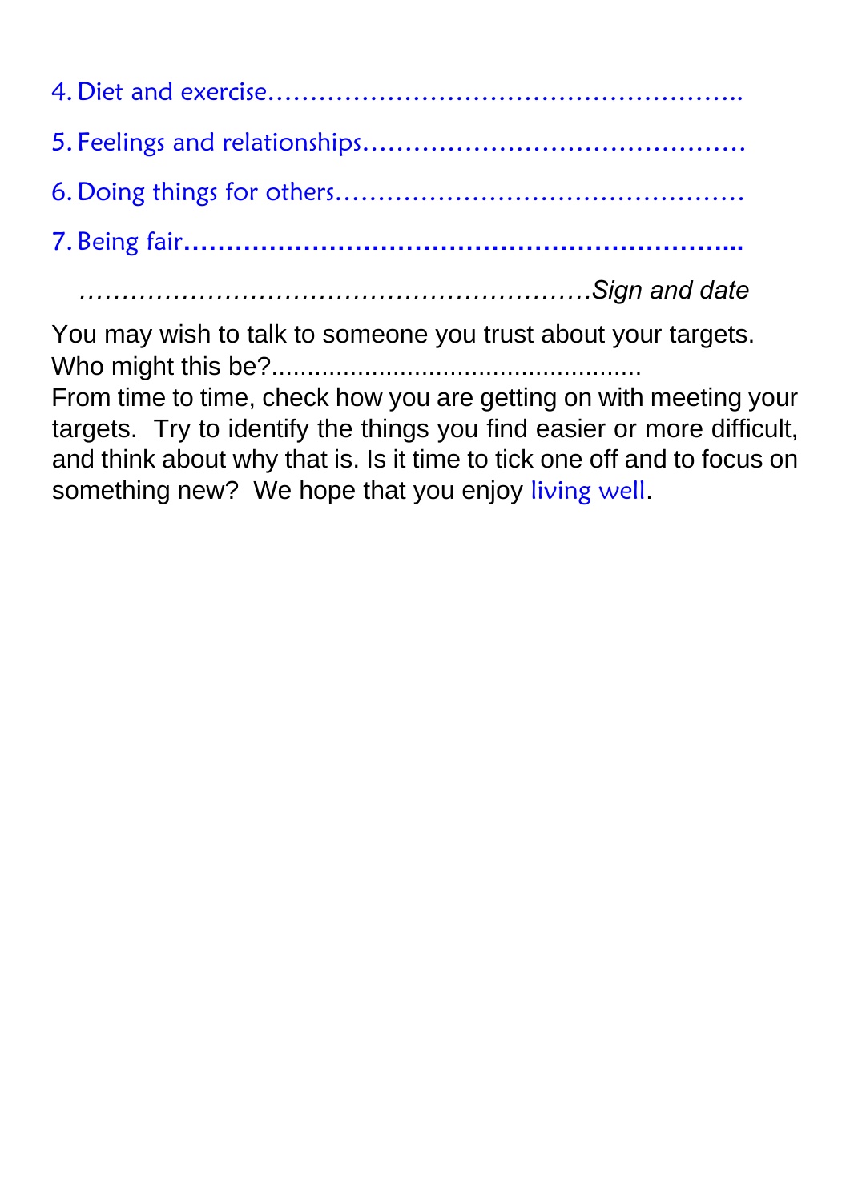4. Diet and exercise……………………………………………..
5. Feelings and relationships……………………………………
6. Doing things for others………………………………………
7. Being fair……………………………………………………...

……………………………………………………*Sign and date*

You may wish to talk to someone you trust about your targets. Who might this be?...................................................

From time to time, check how you are getting on with meeting your targets. Try to identify the things you find easier or more difficult, and think about why that is. Is it time to tick one off and to focus on something new? We hope that you enjoy living well.